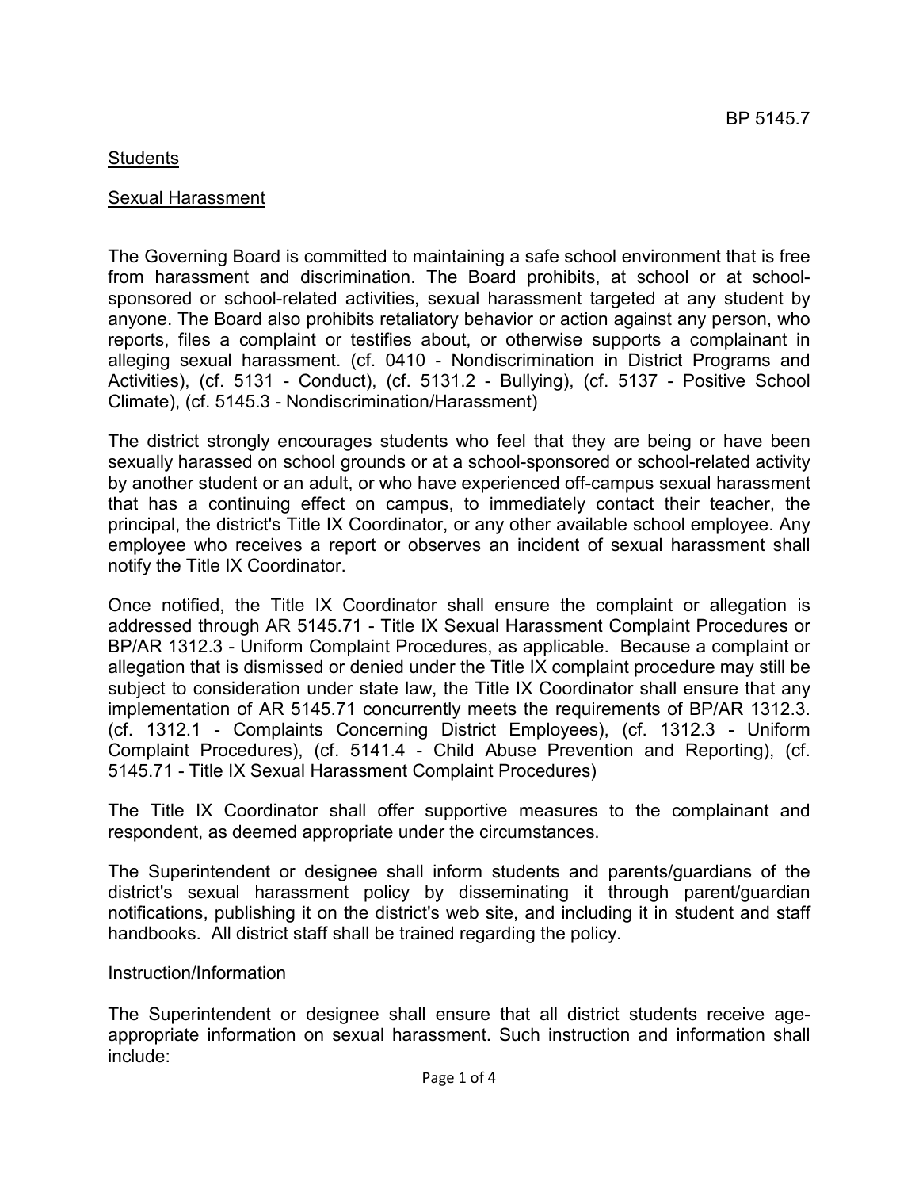BP 5145.7

Students

Sexual Harassment

The Governing Board is committed to maintaining a safe school environment that is free from harassment and discrimination. The Board prohibits, at school or at school-sponsored or school-related activities, sexual harassment targeted at any student by anyone. The Board also prohibits retaliatory behavior or action against any person, who reports, files a complaint or testifies about, or otherwise supports a complainant in alleging sexual harassment. (cf. 0410 - Nondiscrimination in District Programs and Activities), (cf. 5131 - Conduct), (cf. 5131.2 - Bullying), (cf. 5137 - Positive School Climate), (cf. 5145.3 - Nondiscrimination/Harassment)

The district strongly encourages students who feel that they are being or have been sexually harassed on school grounds or at a school-sponsored or school-related activity by another student or an adult, or who have experienced off-campus sexual harassment that has a continuing effect on campus, to immediately contact their teacher, the principal, the district's Title IX Coordinator, or any other available school employee. Any employee who receives a report or observes an incident of sexual harassment shall notify the Title IX Coordinator.

Once notified, the Title IX Coordinator shall ensure the complaint or allegation is addressed through AR 5145.71 - Title IX Sexual Harassment Complaint Procedures or BP/AR 1312.3 - Uniform Complaint Procedures, as applicable. Because a complaint or allegation that is dismissed or denied under the Title IX complaint procedure may still be subject to consideration under state law, the Title IX Coordinator shall ensure that any implementation of AR 5145.71 concurrently meets the requirements of BP/AR 1312.3. (cf. 1312.1 - Complaints Concerning District Employees), (cf. 1312.3 - Uniform Complaint Procedures), (cf. 5141.4 - Child Abuse Prevention and Reporting), (cf. 5145.71 - Title IX Sexual Harassment Complaint Procedures)

The Title IX Coordinator shall offer supportive measures to the complainant and respondent, as deemed appropriate under the circumstances.

The Superintendent or designee shall inform students and parents/guardians of the district's sexual harassment policy by disseminating it through parent/guardian notifications, publishing it on the district's web site, and including it in student and staff handbooks. All district staff shall be trained regarding the policy.

Instruction/Information

The Superintendent or designee shall ensure that all district students receive age-appropriate information on sexual harassment. Such instruction and information shall include: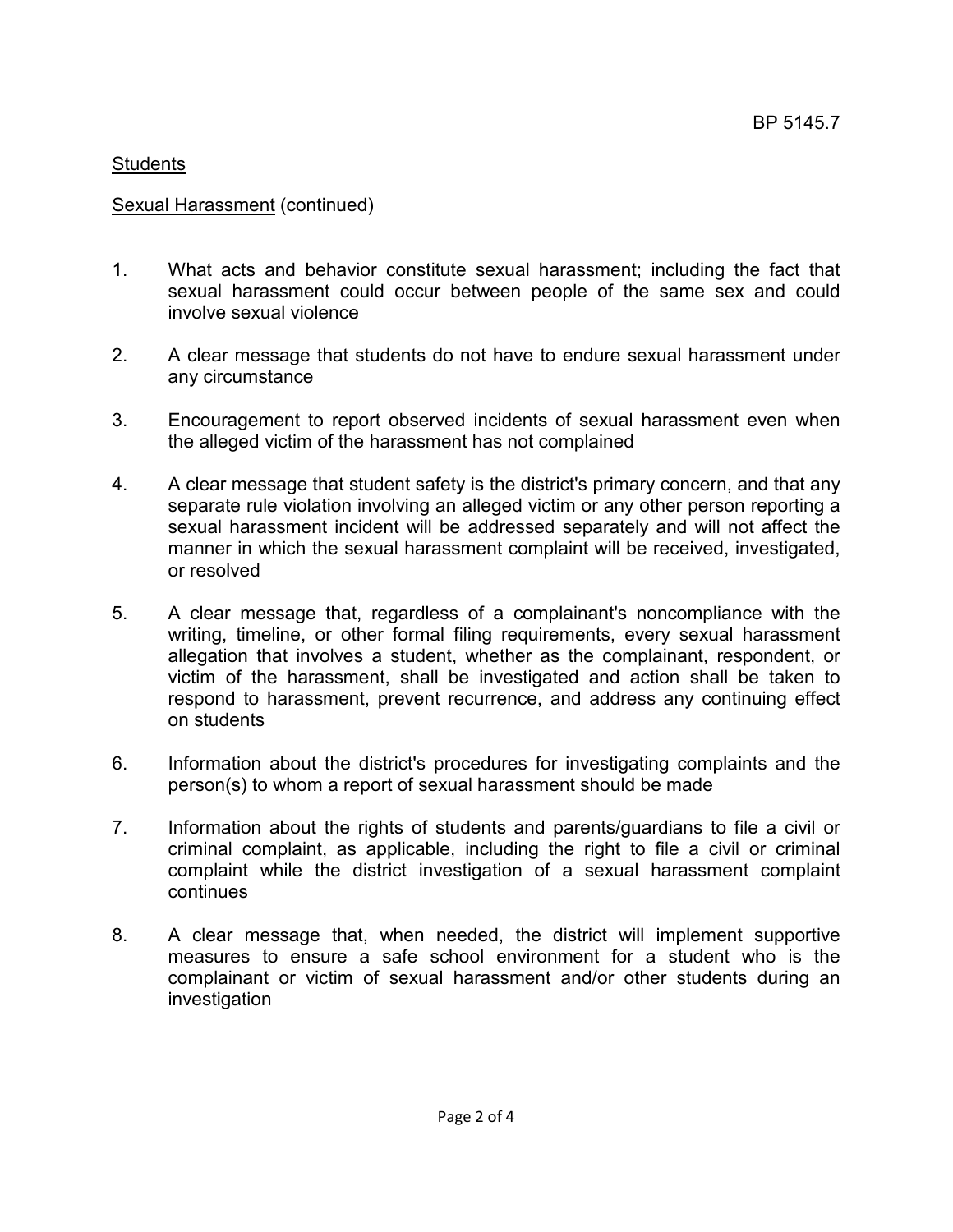Students

Sexual Harassment (continued)

1. What acts and behavior constitute sexual harassment; including the fact that sexual harassment could occur between people of the same sex and could involve sexual violence

2. A clear message that students do not have to endure sexual harassment under any circumstance

3. Encouragement to report observed incidents of sexual harassment even when the alleged victim of the harassment has not complained

4. A clear message that student safety is the district's primary concern, and that any separate rule violation involving an alleged victim or any other person reporting a sexual harassment incident will be addressed separately and will not affect the manner in which the sexual harassment complaint will be received, investigated, or resolved

5. A clear message that, regardless of a complainant's noncompliance with the writing, timeline, or other formal filing requirements, every sexual harassment allegation that involves a student, whether as the complainant, respondent, or victim of the harassment, shall be investigated and action shall be taken to respond to harassment, prevent recurrence, and address any continuing effect on students

6. Information about the district's procedures for investigating complaints and the person(s) to whom a report of sexual harassment should be made

7. Information about the rights of students and parents/guardians to file a civil or criminal complaint, as applicable, including the right to file a civil or criminal complaint while the district investigation of a sexual harassment complaint continues

8. A clear message that, when needed, the district will implement supportive measures to ensure a safe school environment for a student who is the complainant or victim of sexual harassment and/or other students during an investigation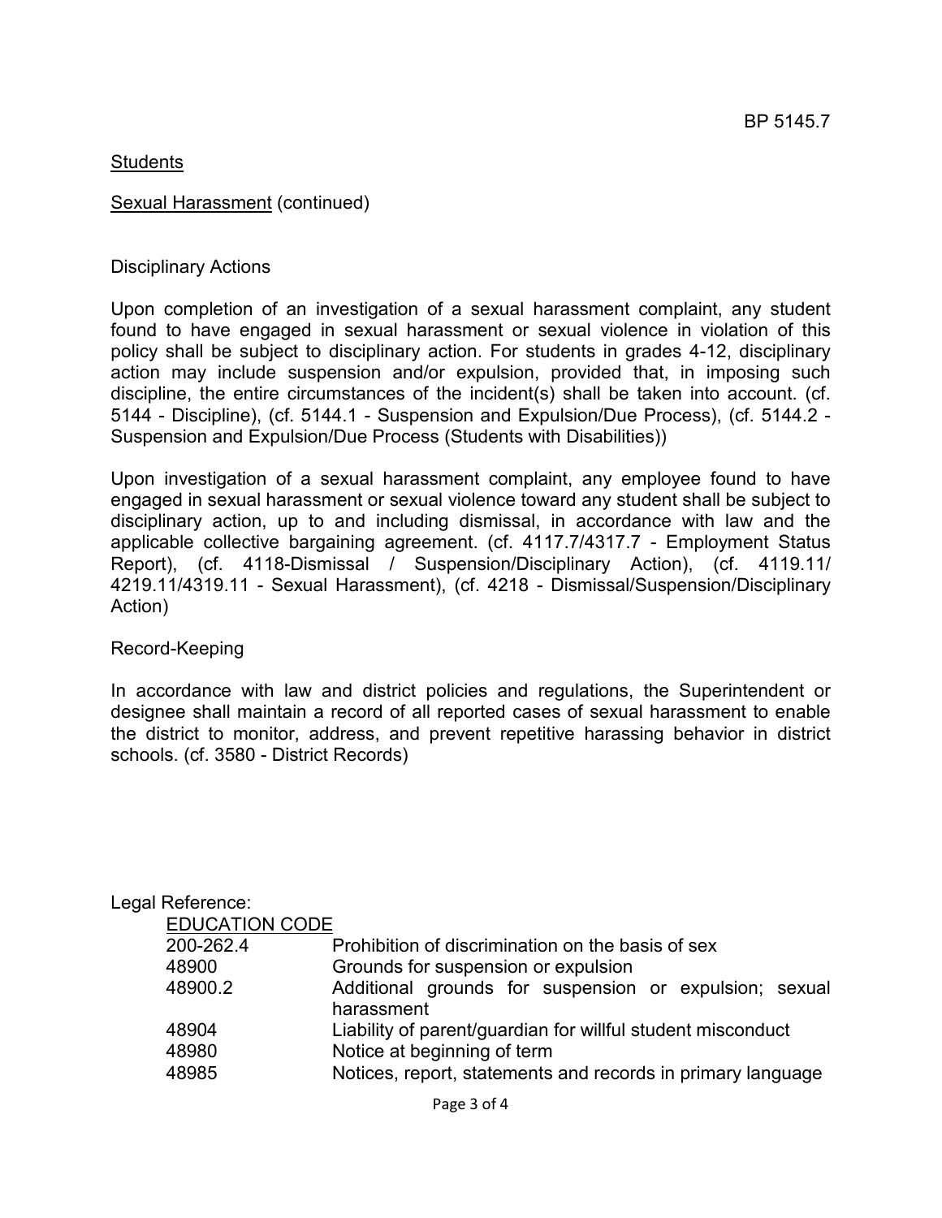Students

Sexual Harassment (continued)

Disciplinary Actions

Upon completion of an investigation of a sexual harassment complaint, any student found to have engaged in sexual harassment or sexual violence in violation of this policy shall be subject to disciplinary action. For students in grades 4-12, disciplinary action may include suspension and/or expulsion, provided that, in imposing such discipline, the entire circumstances of the incident(s) shall be taken into account. (cf. 5144 - Discipline), (cf. 5144.1 - Suspension and Expulsion/Due Process), (cf. 5144.2 - Suspension and Expulsion/Due Process (Students with Disabilities))

Upon investigation of a sexual harassment complaint, any employee found to have engaged in sexual harassment or sexual violence toward any student shall be subject to disciplinary action, up to and including dismissal, in accordance with law and the applicable collective bargaining agreement. (cf. 4117.7/4317.7 - Employment Status Report), (cf. 4118-Dismissal / Suspension/Disciplinary Action), (cf. 4119.11/ 4219.11/4319.11 - Sexual Harassment), (cf. 4218 - Dismissal/Suspension/Disciplinary Action)

Record-Keeping

In accordance with law and district policies and regulations, the Superintendent or designee shall maintain a record of all reported cases of sexual harassment to enable the district to monitor, address, and prevent repetitive harassing behavior in district schools. (cf. 3580 - District Records)

Legal Reference:

EDUCATION CODE

| | |
|---|---|
| 200-262.4 | Prohibition of discrimination on the basis of sex |
| 48900 | Grounds for suspension or expulsion |
| 48900.2 | Additional grounds for suspension or expulsion; sexual harassment |
| 48904 | Liability of parent/guardian for willful student misconduct |
| 48980 | Notice at beginning of term |
| 48985 | Notices, report, statements and records in primary language |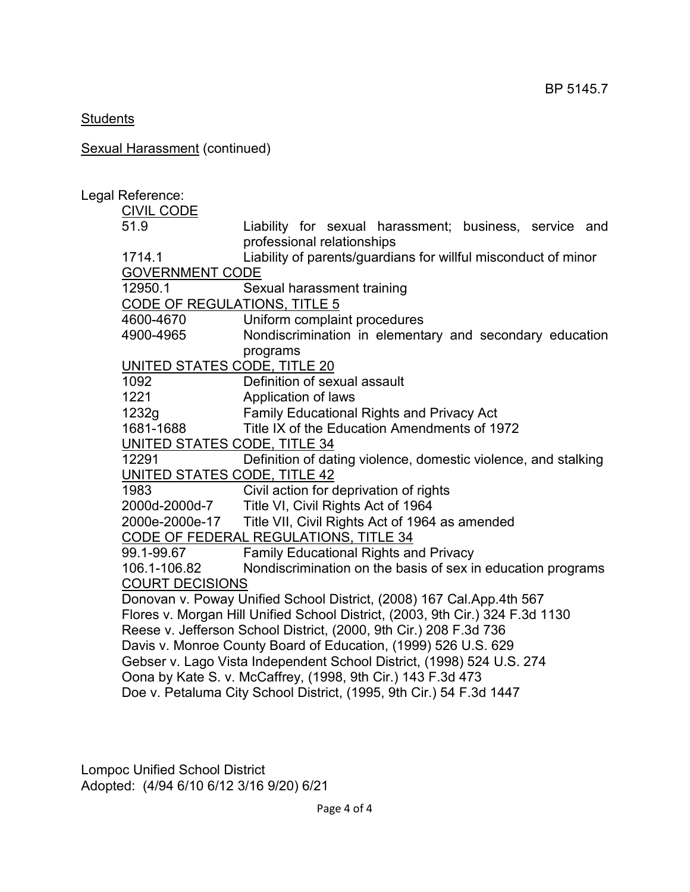BP 5145.7

Students

Sexual Harassment (continued)

Legal Reference:

CIVIL CODE

| | |
|---|---|
| 51.9 | Liability for sexual harassment; business, service and professional relationships |
| 1714.1 | Liability of parents/guardians for willful misconduct of minor |

GOVERNMENT CODE

| | |
|---|---|
| 12950.1 | Sexual harassment training |

CODE OF REGULATIONS, TITLE 5

| | |
|---|---|
| 4600-4670 | Uniform complaint procedures |
| 4900-4965 | Nondiscrimination in elementary and secondary education programs |

UNITED STATES CODE, TITLE 20

| | |
|---|---|
| 1092 | Definition of sexual assault |
| 1221 | Application of laws |
| 1232g | Family Educational Rights and Privacy Act |
| 1681-1688 | Title IX of the Education Amendments of 1972 |

UNITED STATES CODE, TITLE 34

| | |
|---|---|
| 12291 | Definition of dating violence, domestic violence, and stalking |

UNITED STATES CODE, TITLE 42

| | |
|---|---|
| 1983 | Civil action for deprivation of rights |
| 2000d-2000d-7 | Title VI, Civil Rights Act of 1964 |
| 2000e-2000e-17 | Title VII, Civil Rights Act of 1964 as amended |

CODE OF FEDERAL REGULATIONS, TITLE 34

| | |
|---|---|
| 99.1-99.67 | Family Educational Rights and Privacy |
| 106.1-106.82 | Nondiscrimination on the basis of sex in education programs |

COURT DECISIONS

Donovan v. Poway Unified School District, (2008) 167 Cal.App.4th 567
Flores v. Morgan Hill Unified School District, (2003, 9th Cir.) 324 F.3d 1130
Reese v. Jefferson School District, (2000, 9th Cir.) 208 F.3d 736
Davis v. Monroe County Board of Education, (1999) 526 U.S. 629
Gebser v. Lago Vista Independent School District, (1998) 524 U.S. 274
Oona by Kate S. v. McCaffrey, (1998, 9th Cir.) 143 F.3d 473
Doe v. Petaluma City School District, (1995, 9th Cir.) 54 F.3d 1447

Lompoc Unified School District
Adopted: (4/94 6/10 6/12 3/16 9/20) 6/21